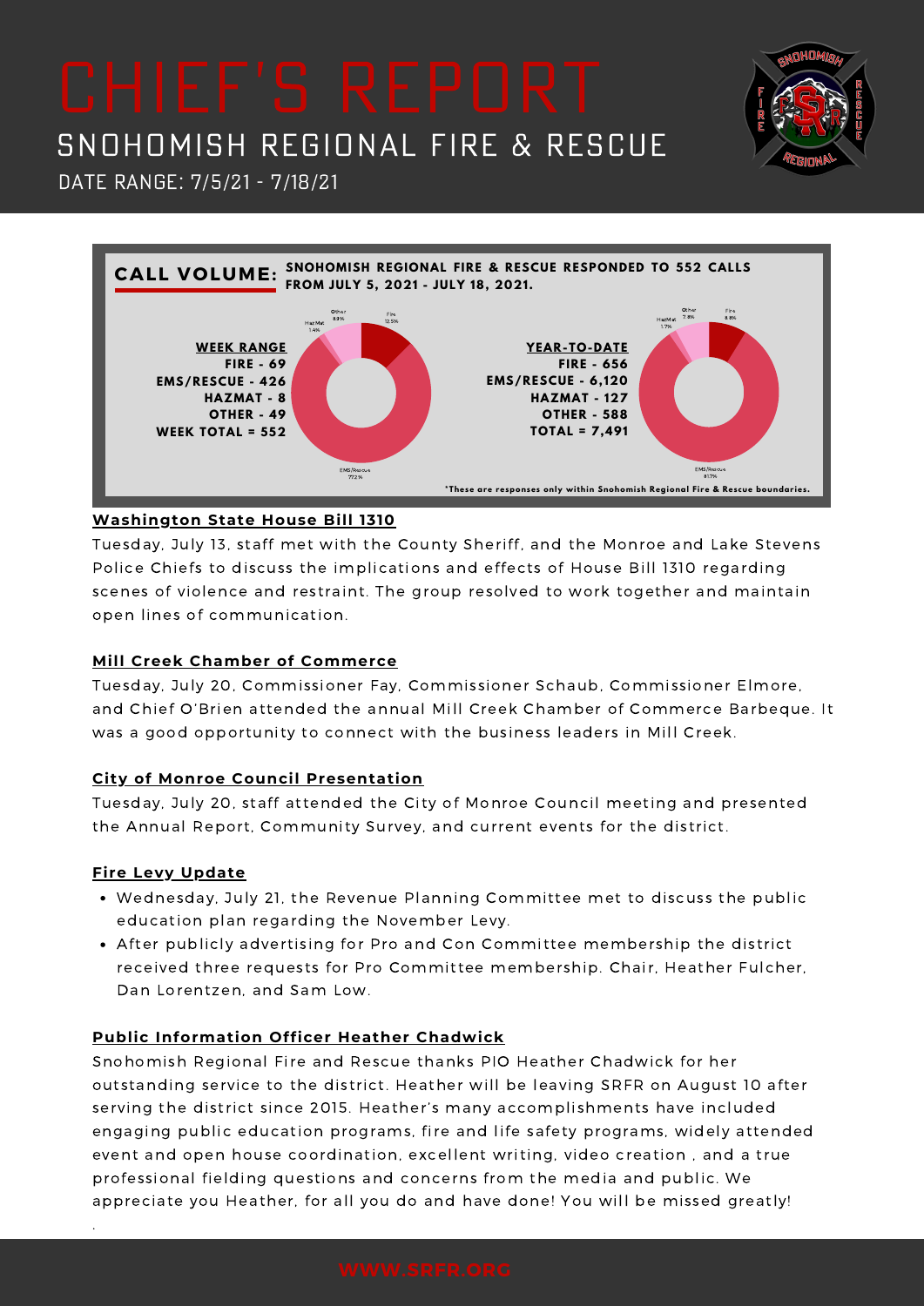# CHIEF'S REPORT

## SNOHOMISH REGIONAL FIRE & RESCUE

DATE RANGE: 7/5/21 - 7/18/21

**CALL VOLUME:** **SNOHOMISH REGIONAL FIRE & RESCUE RESPONDED TO 552 CALLS FROM JULY 5, 2021 - JULY 18, 2021.**

**WEEK RANGE**
**FIRE - 69**
**EMS/RESCUE - 426**
**HAZMAT - 8**
**OTHER - 49**
**WEEK TOTAL = 552**

Other 8.9%, Fire 12.5%, HazMat 1.4%, EMS/Rescue 77.2%

**YEAR-TO-DATE**
**FIRE - 656**
**EMS/RESCUE - 6,120**
**HAZMAT - 127**
**OTHER - 588**
**TOTAL = 7,491**

Other 7.8%, Fire 8.8%, HazMat 1.7%, EMS/Rescue 81.7%

***These are responses only within Snohomish Regional Fire & Rescue boundaries.**

### Washington State House Bill 1310

Tuesday, July 13, staff met with the County Sheriff, and the Monroe and Lake Stevens Police Chiefs to discuss the implications and effects of House Bill 1310 regarding scenes of violence and restraint. The group resolved to work together and maintain open lines of communication.

### Mill Creek Chamber of Commerce

Tuesday, July 20, Commissioner Fay, Commissioner Schaub, Commissioner Elmore, and Chief O'Brien attended the annual Mill Creek Chamber of Commerce Barbeque. It was a good opportunity to connect with the business leaders in Mill Creek.

### City of Monroe Council Presentation

Tuesday, July 20, staff attended the City of Monroe Council meeting and presented the Annual Report, Community Survey, and current events for the district.

### Fire Levy Update

- Wednesday, July 21, the Revenue Planning Committee met to discuss the public education plan regarding the November Levy.
- After publicly advertising for Pro and Con Committee membership the district received three requests for Pro Committee membership. Chair, Heather Fulcher, Dan Lorentzen, and Sam Low.

### Public Information Officer Heather Chadwick

Snohomish Regional Fire and Rescue thanks PIO Heather Chadwick for her outstanding service to the district. Heather will be leaving SRFR on August 10 after serving the district since 2015. Heather's many accomplishments have included engaging public education programs, fire and life safety programs, widely attended event and open house coordination, excellent writing, video creation , and a true professional fielding questions and concerns from the media and public. We appreciate you Heather, for all you do and have done! You will be missed greatly!

WWW.SRFR.ORG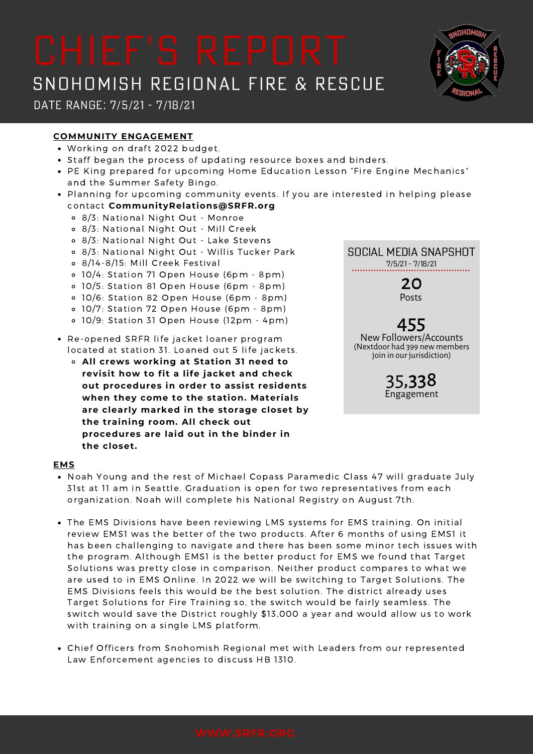# CHIEF'S REPORT

## SNOHOMISH REGIONAL FIRE & RESCUE

DATE RANGE: 7/5/21 - 7/18/21

### COMMUNITY ENGAGEMENT

- Working on draft 2022 budget.
- Staff began the process of updating resource boxes and binders.
- PE King prepared for upcoming Home Education Lesson "Fire Engine Mechanics" and the Summer Safety Bingo.
- Planning for upcoming community events. If you are interested in helping please contact **CommunityRelations@SRFR.org**
  - 8/3: National Night Out - Monroe
  - 8/3: National Night Out - Mill Creek
  - 8/3: National Night Out - Lake Stevens
  - 8/3: National Night Out - Willis Tucker Park
  - 8/14-8/15: Mill Creek Festival
  - 10/4: Station 71 Open House (6pm - 8pm)
  - 10/5: Station 81 Open House (6pm - 8pm)
  - 10/6: Station 82 Open House (6pm - 8pm)
  - 10/7: Station 72 Open House (6pm - 8pm)
  - 10/9: Station 31 Open House (12pm - 4pm)
- Re-opened SRFR life jacket loaner program located at station 31. Loaned out 5 life jackets.
  - **All crews working at Station 31 need to revisit how to fit a life jacket and check out procedures in order to assist residents when they come to the station. Materials are clearly marked in the storage closet by the training room. All check out procedures are laid out in the binder in the closet.**

**SOCIAL MEDIA SNAPSHOT**
7/5/21 - 7/18/21

**20**
Posts

**455**
New Followers/Accounts
(Nextdoor had 399 new members join in our jurisdiction)

**35,338**
Engagement

### EMS

- Noah Young and the rest of Michael Copass Paramedic Class 47 will graduate July 31st at 11 am in Seattle. Graduation is open for two representatives from each organization. Noah will complete his National Registry on August 7th.
- The EMS Divisions have been reviewing LMS systems for EMS training. On initial review EMS1 was the better of the two products. After 6 months of using EMS1 it has been challenging to navigate and there has been some minor tech issues with the program. Although EMS1 is the better product for EMS we found that Target Solutions was pretty close in comparison. Neither product compares to what we are used to in EMS Online. In 2022 we will be switching to Target Solutions. The EMS Divisions feels this would be the best solution. The district already uses Target Solutions for Fire Training so, the switch would be fairly seamless. The switch would save the District roughly $13,000 a year and would allow us to work with training on a single LMS platform.
- Chief Officers from Snohomish Regional met with Leaders from our represented Law Enforcement agencies to discuss HB 1310.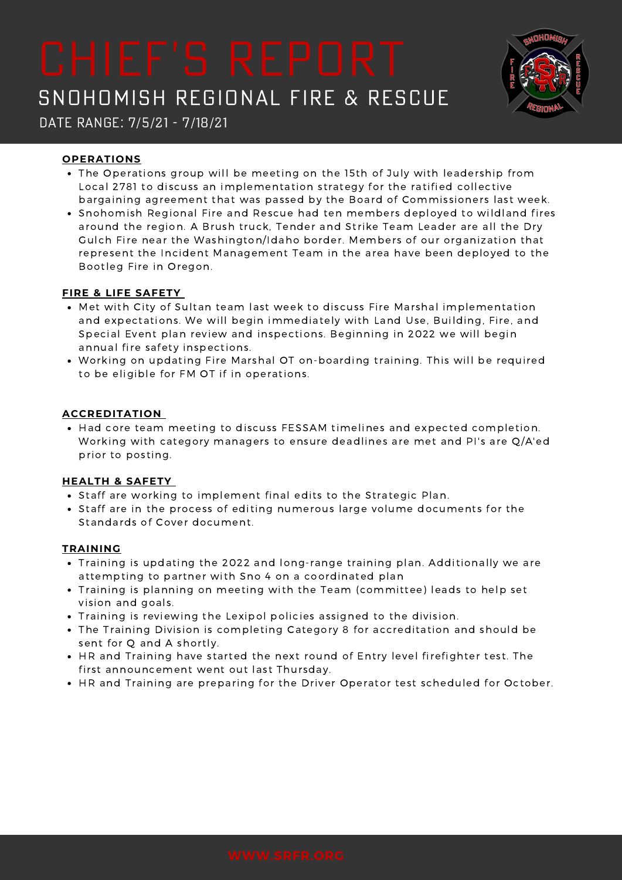# CHIEF'S REPORT

## SNOHOMISH REGIONAL FIRE & RESCUE

DATE RANGE: 7/5/21 - 7/18/21

**OPERATIONS**

- The Operations group will be meeting on the 15th of July with leadership from Local 2781 to discuss an implementation strategy for the ratified collective bargaining agreement that was passed by the Board of Commissioners last week.
- Snohomish Regional Fire and Rescue had ten members deployed to wildland fires around the region. A Brush truck, Tender and Strike Team Leader are all the Dry Gulch Fire near the Washington/Idaho border. Members of our organization that represent the Incident Management Team in the area have been deployed to the Bootleg Fire in Oregon.

**FIRE & LIFE SAFETY**

- Met with City of Sultan team last week to discuss Fire Marshal implementation and expectations. We will begin immediately with Land Use, Building, Fire, and Special Event plan review and inspections. Beginning in 2022 we will begin annual fire safety inspections.
- Working on updating Fire Marshal OT on-boarding training. This will be required to be eligible for FM OT if in operations.

**ACCREDITATION**

- Had core team meeting to discuss FESSAM timelines and expected completion. Working with category managers to ensure deadlines are met and PI's are Q/A'ed prior to posting.

**HEALTH & SAFETY**

- Staff are working to implement final edits to the Strategic Plan.
- Staff are in the process of editing numerous large volume documents for the Standards of Cover document.

**TRAINING**

- Training is updating the 2022 and long-range training plan. Additionally we are attempting to partner with Sno 4 on a coordinated plan
- Training is planning on meeting with the Team (committee) leads to help set vision and goals.
- Training is reviewing the Lexipol policies assigned to the division.
- The Training Division is completing Category 8 for accreditation and should be sent for Q and A shortly.
- HR and Training have started the next round of Entry level firefighter test. The first announcement went out last Thursday.
- HR and Training are preparing for the Driver Operator test scheduled for October.

WWW.SRFR.ORG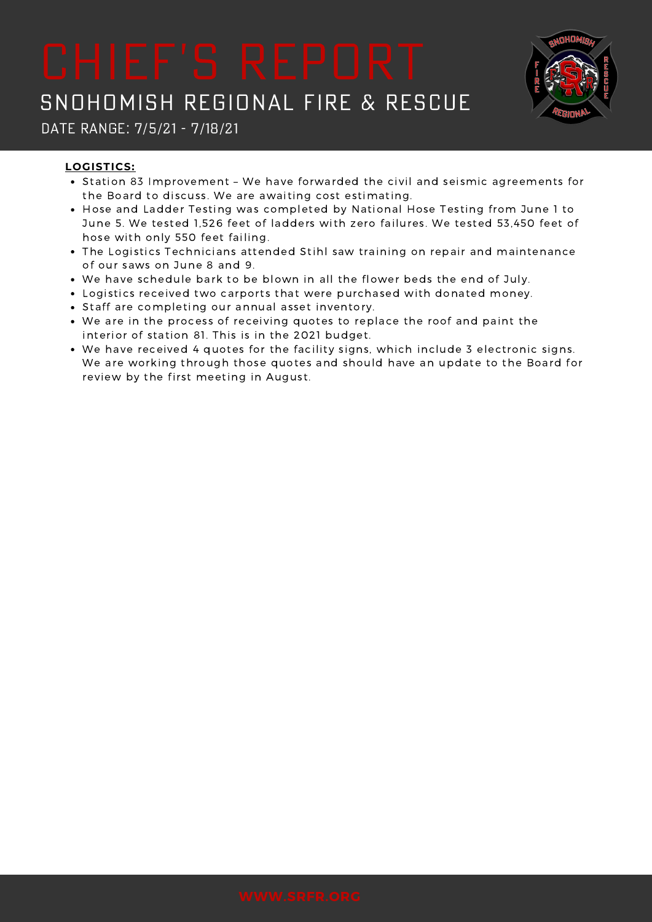# CHIEF'S REPORT

## SNOHOMISH REGIONAL FIRE & RESCUE

DATE RANGE: 7/5/21 - 7/18/21

**LOGISTICS:**

- Station 83 Improvement – We have forwarded the civil and seismic agreements for the Board to discuss. We are awaiting cost estimating.
- Hose and Ladder Testing was completed by National Hose Testing from June 1 to June 5. We tested 1,526 feet of ladders with zero failures. We tested 53,450 feet of hose with only 550 feet failing.
- The Logistics Technicians attended Stihl saw training on repair and maintenance of our saws on June 8 and 9.
- We have schedule bark to be blown in all the flower beds the end of July.
- Logistics received two carports that were purchased with donated money.
- Staff are completing our annual asset inventory.
- We are in the process of receiving quotes to replace the roof and paint the interior of station 81. This is in the 2021 budget.
- We have received 4 quotes for the facility signs, which include 3 electronic signs. We are working through those quotes and should have an update to the Board for review by the first meeting in August.